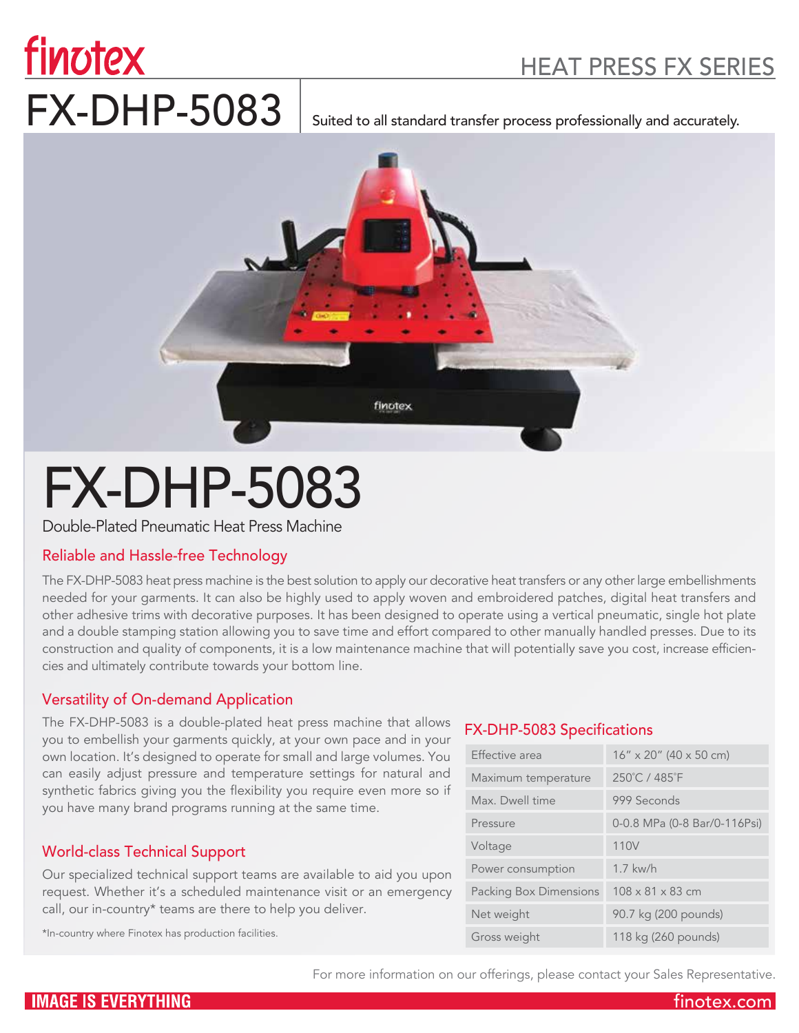finotex

HEAT PRESS FX SERIES

# FX-DHP-5083

Suited to all standard transfer process professionally and accurately.

# FX-DHP-5083

Double-Plated Pneumatic Heat Press Machine

## Reliable and Hassle-free Technology

The FX-DHP-5083 heat press machine is the best solution to apply our decorative heat transfers or any other large embellishments needed for your garments. It can also be highly used to apply woven and embroidered patches, digital heat transfers and other adhesive trims with decorative purposes. It has been designed to operate using a vertical pneumatic, single hot plate and a double stamping station allowing you to save time and effort compared to other manually handled presses. Due to its construction and quality of components, it is a low maintenance machine that will potentially save you cost, increase efficiencies and ultimately contribute towards your bottom line.

## Versatility of On-demand Application

The FX-DHP-5083 is a double-plated heat press machine that allows you to embellish your garments quickly, at your own pace and in your own location. It's designed to operate for small and large volumes. You can easily adjust pressure and temperature settings for natural and synthetic fabrics giving you the flexibility you require even more so if you have many brand programs running at the same time.

## World-class Technical Support

Our specialized technical support teams are available to aid you upon request. Whether it's a scheduled maintenance visit or an emergency call, our in-country* teams are there to help you deliver.

*In-country where Finotex has production facilities.

## FX-DHP-5083 Specifications

| | |
|---|---|
| Effective area | 16" x 20" (40 x 50 cm) |
| Maximum temperature | 250˚C / 485˚F |
| Max. Dwell time | 999 Seconds |
| Pressure | 0-0.8 MPa (0-8 Bar/0-116Psi) |
| Voltage | 110V |
| Power consumption | 1.7 kw/h |
| Packing Box Dimensions | 108 x 81 x 83 cm |
| Net weight | 90.7 kg (200 pounds) |
| Gross weight | 118 kg (260 pounds) |

For more information on our offerings, please contact your Sales Representative.

IMAGE IS EVERYTHING

finotex.com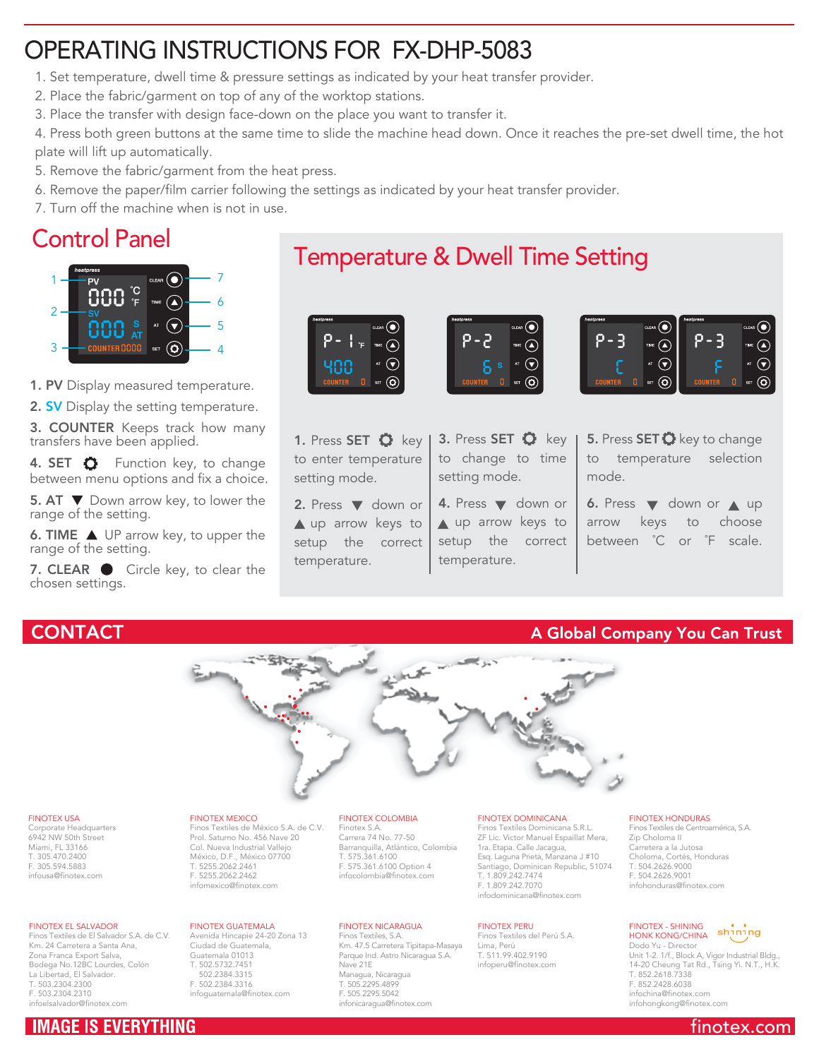# OPERATING INSTRUCTIONS FOR FX-DHP-5083

1. Set temperature, dwell time & pressure settings as indicated by your heat transfer provider.
2. Place the fabric/garment on top of any of the worktop stations.
3. Place the transfer with design face-down on the place you want to transfer it.
4. Press both green buttons at the same time to slide the machine head down. Once it reaches the pre-set dwell time, the hot plate will lift up automatically.
5. Remove the fabric/garment from the heat press.
6. Remove the paper/film carrier following the settings as indicated by your heat transfer provider.
7. Turn off the machine when is not in use.

## Control Panel

1. **PV** Display measured temperature.
2. **SV** Display the setting temperature.
3. **COUNTER** Keeps track how many transfers have been applied.
4. **SET** ⚙ Function key, to change between menu options and fix a choice.
5. **AT** ▼ Down arrow key, to lower the range of the setting.
6. **TIME** ▲ UP arrow key, to upper the range of the setting.
7. **CLEAR** ● Circle key, to clear the chosen settings.

## Temperature & Dwell Time Setting

1. Press **SET** ⚙ key to enter temperature setting mode.
2. Press ▼ down or ▲ up arrow keys to setup the correct temperature.
3. Press **SET** ⚙ key to change to time setting mode.
4. Press ▼ down or ▲ up arrow keys to setup the correct temperature.
5. Press **SET** ⚙ key to change to temperature selection mode.
6. Press ▼ down or ▲ up arrow keys to choose between ˚C or ˚F scale.

## CONTACT

**A Global Company You Can Trust**

**FINOTEX USA**
Corporate Headquarters
6942 NW 50th Street
Miami, FL 33166
T. 305.470.2400
F. 305.594.5883
infousa@finotex.com

**FINOTEX MEXICO**
Finos Textiles de México S.A. de C.V.
Prol. Saturno No. 456 Nave 20
Col. Nueva Industrial Vallejo
México, D.F., México 07700
T. 5255.2062.2461
F. 5255.2062.2462
infomexico@finotex.com

**FINOTEX COLOMBIA**
Finotex S.A.
Carrera 74 No. 77-50
Barranquilla, Atlántico, Colombia
T. 575.361.6100
F. 575.361.6100 Option 4
infocolombia@finotex.com

**FINOTEX DOMINICANA**
Finos Textiles Dominicana S.R.L.
ZF Lic. Victor Manuel Espaillat Mera,
1ra. Etapa. Calle Jacagua,
Esq. Laguna Prieta, Manzana J #10
Santiago, Dominican Republic, 51074
T. 1.809.242.7474
F. 1.809.242.7070
infodominicana@finotex.com

**FINOTEX HONDURAS**
Finos Textiles de Centroamérica, S.A.
Zip Choloma II
Carretera a la Jutosa
Choloma, Cortés, Honduras
T. 504.2626.9000
F. 504.2626.9001
infohonduras@finotex.com

**FINOTEX EL SALVADOR**
Finos Textiles de El Salvador S.A. de C.V.
Km. 24 Carretera a Santa Ana,
Zona Franca Export Salva,
Bodega No.12BC Lourdes, Colón
La Libertad, El Salvador.
T. 503.2304.2300
F. 503.2304.2310
infoelsalvador@finotex.com

**FINOTEX GUATEMALA**
Avenida Hincapie 24-20 Zona 13
Ciudad de Guatemala,
Guatemala 01013
T. 502.5732.7451
502.2384.3315
F. 502.2384.3316
infoguatemala@finotex.com

**FINOTEX NICARAGUA**
Finos Textiles, S.A.
Km. 47.5 Carretera Tipitapa-Masaya
Parque Ind. Astro Nicaragua S.A.
Nave 21E
Managua, Nicaragua
T. 505.2295.4899
F. 505.2295.5042
infonicaragua@finotex.com

**FINOTEX PERU**
Finos Textiles del Perú S.A.
Lima, Perú
T. 511.99.402.9190
infoperu@finotex.com

**FINOTEX - SHINING HONK KONG/CHINA**
Dodo Yu - Director
Unit 1-2. 1/f., Block A, Vigor Industrial Bldg.,
14-20 Cheung Tat Rd., Tsing Yi. N.T., H.K.
T. 852.2618.7338
F. 852.2428.6038
infochina@finotex.com
infohongkong@finotex.com

**IMAGE IS EVERYTHING** finotex.com